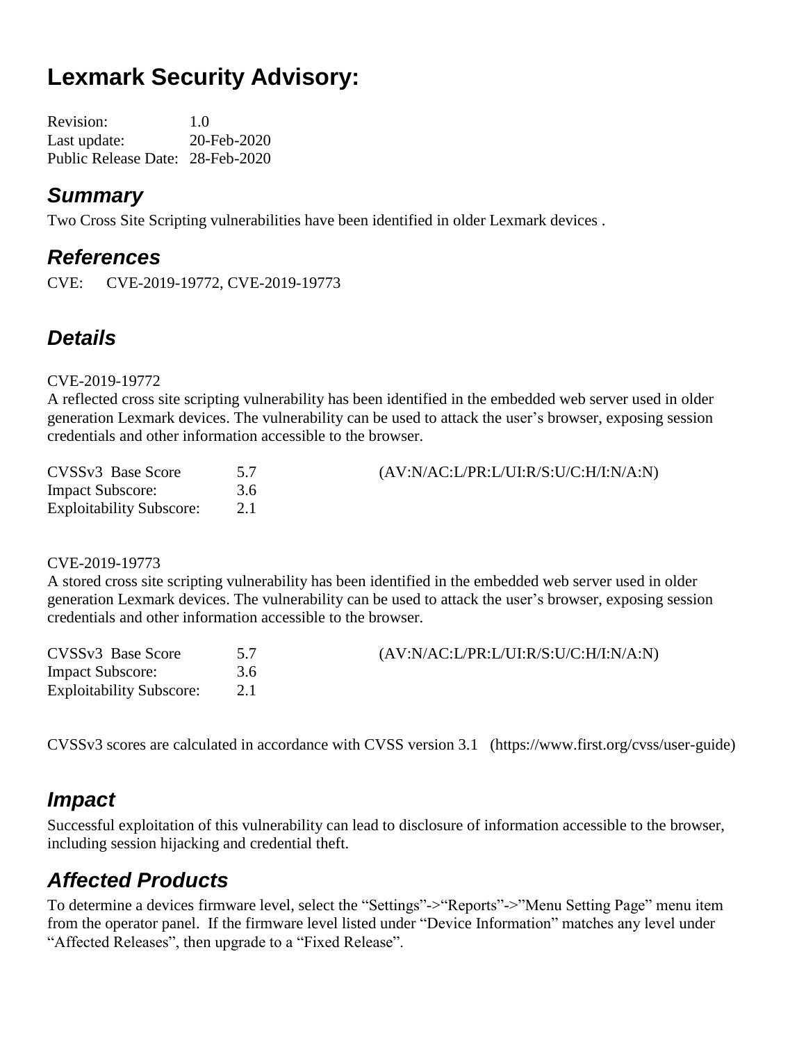# Lexmark Security Advisory:

| | |
|---|---|
| Revision: | 1.0 |
| Last update: | 20-Feb-2020 |
| Public Release Date: | 28-Feb-2020 |

## *Summary*

Two Cross Site Scripting vulnerabilities have been identified in older Lexmark devices .

## *References*

CVE: CVE-2019-19772, CVE-2019-19773

## *Details*

CVE-2019-19772

A reflected cross site scripting vulnerability has been identified in the embedded web server used in older generation Lexmark devices. The vulnerability can be used to attack the user's browser, exposing session credentials and other information accessible to the browser.

| | | |
|---|---|---|
| CVSSv3 Base Score | 5.7 | (AV:N/AC:L/PR:L/UI:R/S:U/C:H/I:N/A:N) |
| Impact Subscore: | 3.6 | |
| Exploitability Subscore: | 2.1 | |

CVE-2019-19773

A stored cross site scripting vulnerability has been identified in the embedded web server used in older generation Lexmark devices. The vulnerability can be used to attack the user's browser, exposing session credentials and other information accessible to the browser.

| | | |
|---|---|---|
| CVSSv3 Base Score | 5.7 | (AV:N/AC:L/PR:L/UI:R/S:U/C:H/I:N/A:N) |
| Impact Subscore: | 3.6 | |
| Exploitability Subscore: | 2.1 | |

CVSSv3 scores are calculated in accordance with CVSS version 3.1 (https://www.first.org/cvss/user-guide)

## *Impact*

Successful exploitation of this vulnerability can lead to disclosure of information accessible to the browser, including session hijacking and credential theft.

## *Affected Products*

To determine a devices firmware level, select the "Settings"->"Reports"->"Menu Setting Page" menu item from the operator panel. If the firmware level listed under "Device Information" matches any level under "Affected Releases", then upgrade to a "Fixed Release".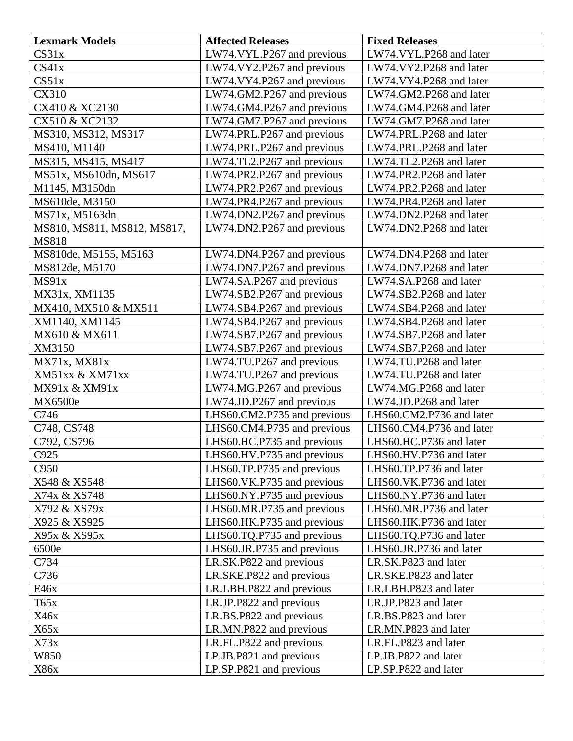| Lexmark Models | Affected Releases | Fixed Releases |
|---|---|---|
| CS31x | LW74.VYL.P267 and previous | LW74.VYL.P268 and later |
| CS41x | LW74.VY2.P267 and previous | LW74.VY2.P268 and later |
| CS51x | LW74.VY4.P267 and previous | LW74.VY4.P268 and later |
| CX310 | LW74.GM2.P267 and previous | LW74.GM2.P268 and later |
| CX410 & XC2130 | LW74.GM4.P267 and previous | LW74.GM4.P268 and later |
| CX510 & XC2132 | LW74.GM7.P267 and previous | LW74.GM7.P268 and later |
| MS310, MS312, MS317 | LW74.PRL.P267 and previous | LW74.PRL.P268 and later |
| MS410, M1140 | LW74.PRL.P267 and previous | LW74.PRL.P268 and later |
| MS315, MS415, MS417 | LW74.TL2.P267 and previous | LW74.TL2.P268 and later |
| MS51x, MS610dn, MS617 | LW74.PR2.P267 and previous | LW74.PR2.P268 and later |
| M1145, M3150dn | LW74.PR2.P267 and previous | LW74.PR2.P268 and later |
| MS610de, M3150 | LW74.PR4.P267 and previous | LW74.PR4.P268 and later |
| MS71x, M5163dn | LW74.DN2.P267 and previous | LW74.DN2.P268 and later |
| MS810, MS811, MS812, MS817, MS818 | LW74.DN2.P267 and previous | LW74.DN2.P268 and later |
| MS810de, M5155, M5163 | LW74.DN4.P267 and previous | LW74.DN4.P268 and later |
| MS812de, M5170 | LW74.DN7.P267 and previous | LW74.DN7.P268 and later |
| MS91x | LW74.SA.P267 and previous | LW74.SA.P268 and later |
| MX31x, XM1135 | LW74.SB2.P267 and previous | LW74.SB2.P268 and later |
| MX410, MX510 & MX511 | LW74.SB4.P267 and previous | LW74.SB4.P268 and later |
| XM1140, XM1145 | LW74.SB4.P267 and previous | LW74.SB4.P268 and later |
| MX610 & MX611 | LW74.SB7.P267 and previous | LW74.SB7.P268 and later |
| XM3150 | LW74.SB7.P267 and previous | LW74.SB7.P268 and later |
| MX71x, MX81x | LW74.TU.P267 and previous | LW74.TU.P268 and later |
| XM51xx & XM71xx | LW74.TU.P267 and previous | LW74.TU.P268 and later |
| MX91x & XM91x | LW74.MG.P267 and previous | LW74.MG.P268 and later |
| MX6500e | LW74.JD.P267 and previous | LW74.JD.P268 and later |
| C746 | LHS60.CM2.P735 and previous | LHS60.CM2.P736 and later |
| C748, CS748 | LHS60.CM4.P735 and previous | LHS60.CM4.P736 and later |
| C792, CS796 | LHS60.HC.P735 and previous | LHS60.HC.P736 and later |
| C925 | LHS60.HV.P735 and previous | LHS60.HV.P736 and later |
| C950 | LHS60.TP.P735 and previous | LHS60.TP.P736 and later |
| X548 & XS548 | LHS60.VK.P735 and previous | LHS60.VK.P736 and later |
| X74x & XS748 | LHS60.NY.P735 and previous | LHS60.NY.P736 and later |
| X792 & XS79x | LHS60.MR.P735 and previous | LHS60.MR.P736 and later |
| X925 & XS925 | LHS60.HK.P735 and previous | LHS60.HK.P736 and later |
| X95x & XS95x | LHS60.TQ.P735 and previous | LHS60.TQ.P736 and later |
| 6500e | LHS60.JR.P735 and previous | LHS60.JR.P736 and later |
| C734 | LR.SK.P822 and previous | LR.SK.P823 and later |
| C736 | LR.SKE.P822 and previous | LR.SKE.P823 and later |
| E46x | LR.LBH.P822 and previous | LR.LBH.P823 and later |
| T65x | LR.JP.P822 and previous | LR.JP.P823 and later |
| X46x | LR.BS.P822 and previous | LR.BS.P823 and later |
| X65x | LR.MN.P822 and previous | LR.MN.P823 and later |
| X73x | LR.FL.P822 and previous | LR.FL.P823 and later |
| W850 | LP.JB.P821 and previous | LP.JB.P822 and later |
| X86x | LP.SP.P821 and previous | LP.SP.P822 and later |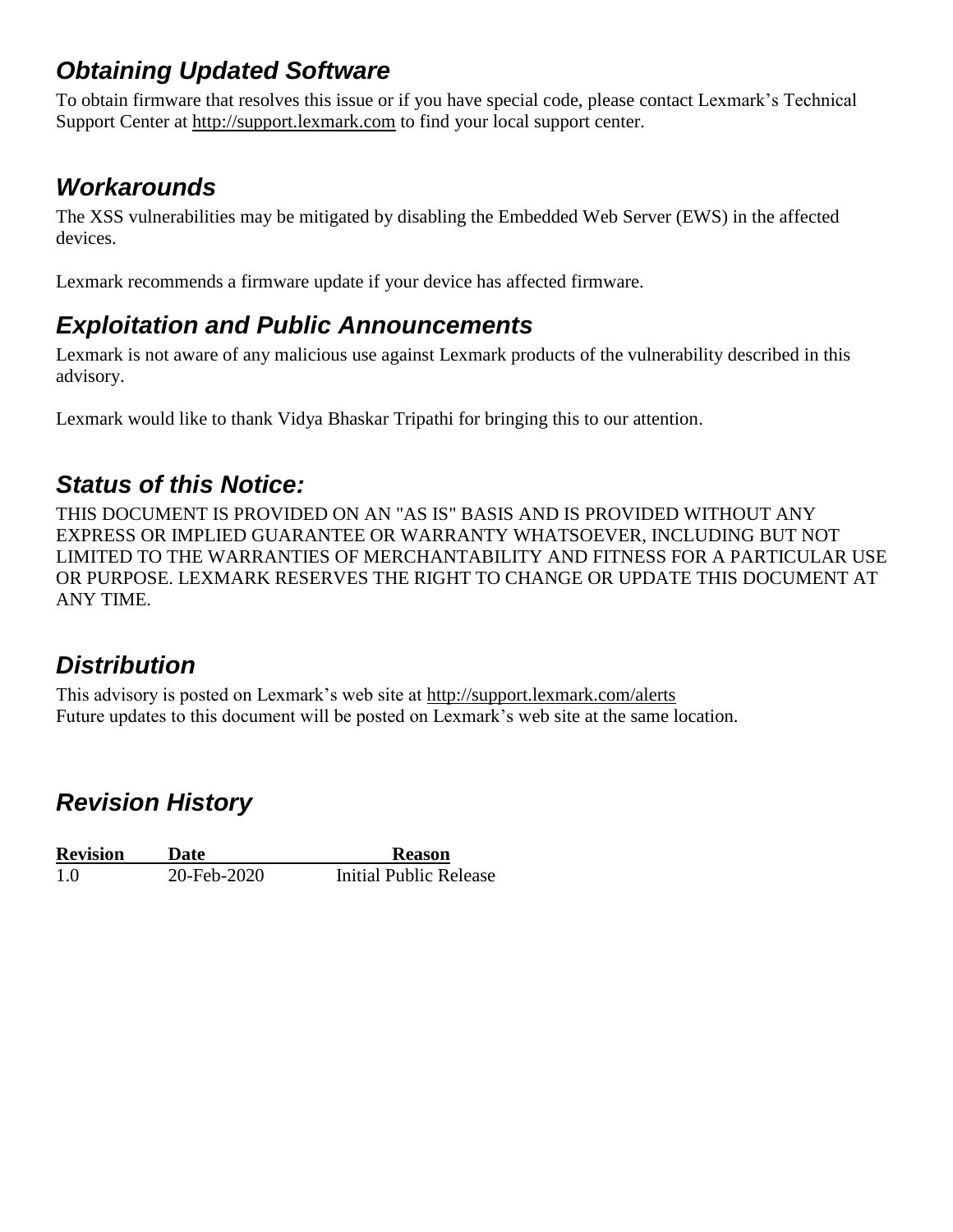## *Obtaining Updated Software*

To obtain firmware that resolves this issue or if you have special code, please contact Lexmark's Technical Support Center at http://support.lexmark.com to find your local support center.

## *Workarounds*

The XSS vulnerabilities may be mitigated by disabling the Embedded Web Server (EWS) in the affected devices.

Lexmark recommends a firmware update if your device has affected firmware.

## *Exploitation and Public Announcements*

Lexmark is not aware of any malicious use against Lexmark products of the vulnerability described in this advisory.

Lexmark would like to thank Vidya Bhaskar Tripathi for bringing this to our attention.

## *Status of this Notice:*

THIS DOCUMENT IS PROVIDED ON AN "AS IS" BASIS AND IS PROVIDED WITHOUT ANY EXPRESS OR IMPLIED GUARANTEE OR WARRANTY WHATSOEVER, INCLUDING BUT NOT LIMITED TO THE WARRANTIES OF MERCHANTABILITY AND FITNESS FOR A PARTICULAR USE OR PURPOSE. LEXMARK RESERVES THE RIGHT TO CHANGE OR UPDATE THIS DOCUMENT AT ANY TIME.

## *Distribution*

This advisory is posted on Lexmark's web site at http://support.lexmark.com/alerts
Future updates to this document will be posted on Lexmark's web site at the same location.

## *Revision History*

| **Revision** | **Date** | **Reason** |
|---|---|---|
| 1.0 | 20-Feb-2020 | Initial Public Release |